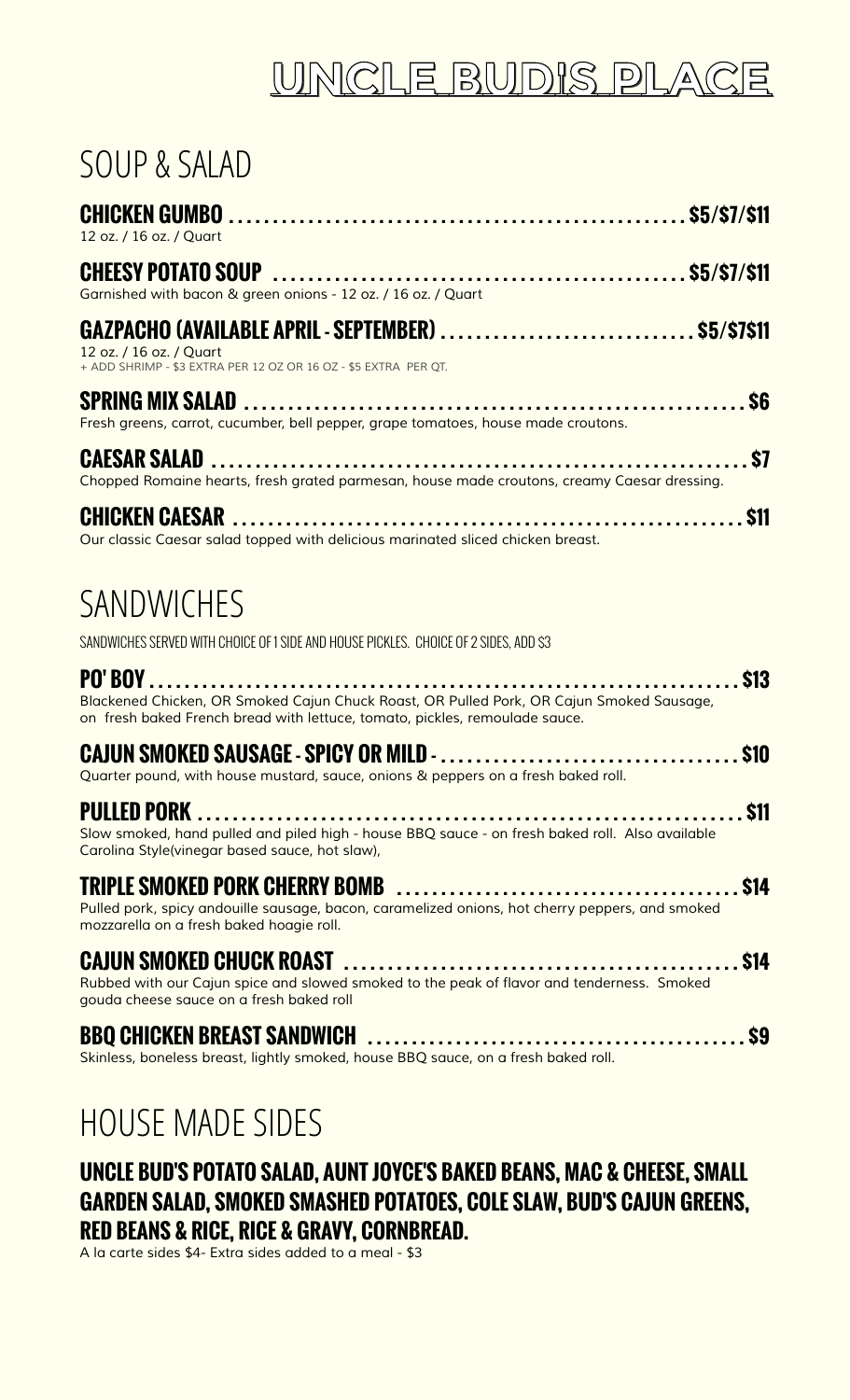# UNCLE BUD'S PLACE

## SOUP & SALAD

**CHICKEN GUMBO .................................................. $5/$7/$11**
12 oz. / 16 oz. / Quart

**CHEESY POTATO SOUP .................................................. $5/$7/$11**
Garnished with bacon & green onions - 12 oz. / 16 oz. / Quart

**GAZPACHO (AVAILABLE APRIL - SEPTEMBER) .................................................. $5/$7$11**
12 oz. / 16 oz. / Quart
+ ADD SHRIMP - $3 EXTRA PER 12 OZ OR 16 OZ - $5 EXTRA PER QT.

**SPRING MIX SALAD .................................................. $6**
Fresh greens, carrot, cucumber, bell pepper, grape tomatoes, house made croutons.

**CAESAR SALAD .................................................. $7**
Chopped Romaine hearts, fresh grated parmesan, house made croutons, creamy Caesar dressing.

**CHICKEN CAESAR .................................................. $11**
Our classic Caesar salad topped with delicious marinated sliced chicken breast.

## SANDWICHES

SANDWICHES SERVED WITH CHOICE OF 1 SIDE AND HOUSE PICKLES. CHOICE OF 2 SIDES, ADD $3

**PO' BOY .................................................. $13**
Blackened Chicken, OR Smoked Cajun Chuck Roast, OR Pulled Pork, OR Cajun Smoked Sausage, on fresh baked French bread with lettuce, tomato, pickles, remoulade sauce.

**CAJUN SMOKED SAUSAGE - SPICY OR MILD - .................................................. $10**
Quarter pound, with house mustard, sauce, onions & peppers on a fresh baked roll.

**PULLED PORK .................................................. $11**
Slow smoked, hand pulled and piled high - house BBQ sauce - on fresh baked roll. Also available Carolina Style(vinegar based sauce, hot slaw),

**TRIPLE SMOKED PORK CHERRY BOMB .................................................. $14**
Pulled pork, spicy andouille sausage, bacon, caramelized onions, hot cherry peppers, and smoked mozzarella on a fresh baked hoagie roll.

**CAJUN SMOKED CHUCK ROAST .................................................. $14**
Rubbed with our Cajun spice and slowed smoked to the peak of flavor and tenderness. Smoked gouda cheese sauce on a fresh baked roll

**BBQ CHICKEN BREAST SANDWICH .................................................. $9**
Skinless, boneless breast, lightly smoked, house BBQ sauce, on a fresh baked roll.

## HOUSE MADE SIDES

### UNCLE BUD'S POTATO SALAD, AUNT JOYCE'S BAKED BEANS, MAC & CHEESE, SMALL GARDEN SALAD, SMOKED SMASHED POTATOES, COLE SLAW, BUD'S CAJUN GREENS, RED BEANS & RICE, RICE & GRAVY, CORNBREAD.

A la carte sides $4- Extra sides added to a meal - $3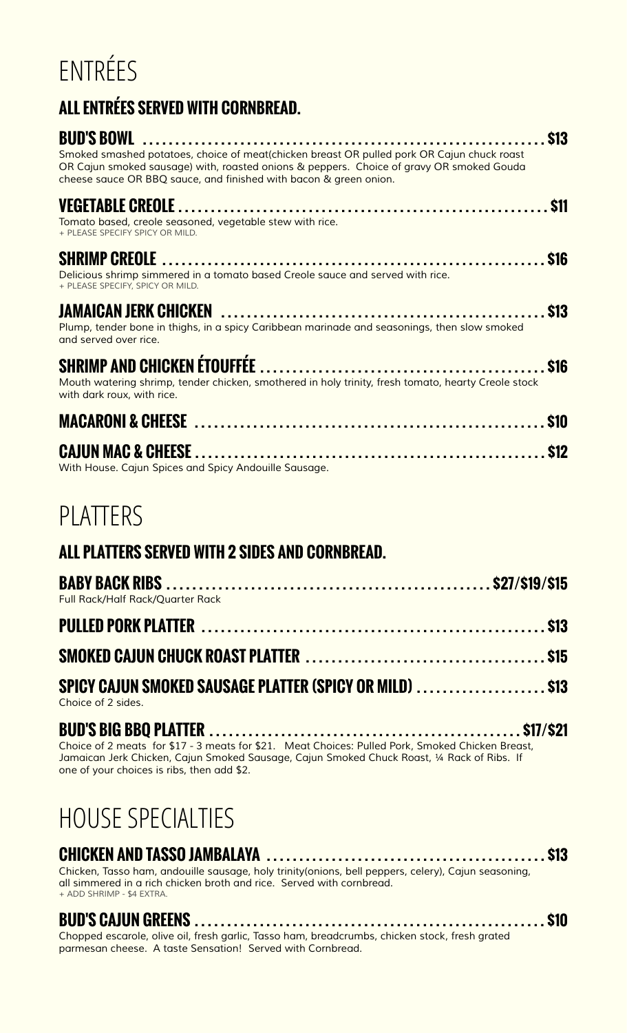# ENTRÉES

## ALL ENTRÉES SERVED WITH CORNBREAD.

### BUD'S BOWL ............................................................ $13

Smoked smashed potatoes, choice of meat(chicken breast OR pulled pork OR Cajun chuck roast OR Cajun smoked sausage) with, roasted onions & peppers. Choice of gravy OR smoked Gouda cheese sauce OR BBQ sauce, and finished with bacon & green onion.

### VEGETABLE CREOLE ............................................................ $11

Tomato based, creole seasoned, vegetable stew with rice.
+ PLEASE SPECIFY SPICY OR MILD.

### SHRIMP CREOLE ............................................................ $16

Delicious shrimp simmered in a tomato based Creole sauce and served with rice.
+ PLEASE SPECIFY, SPICY OR MILD.

### JAMAICAN JERK CHICKEN ............................................................ $13

Plump, tender bone in thighs, in a spicy Caribbean marinade and seasonings, then slow smoked and served over rice.

### SHRIMP AND CHICKEN ÉTOUFFÉE ............................................................ $16

Mouth watering shrimp, tender chicken, smothered in holy trinity, fresh tomato, hearty Creole stock with dark roux, with rice.

### MACARONI & CHEESE ............................................................ $10

### CAJUN MAC & CHEESE ............................................................ $12

With House. Cajun Spices and Spicy Andouille Sausage.

# PLATTERS

## ALL PLATTERS SERVED WITH 2 SIDES AND CORNBREAD.

### BABY BACK RIBS ............................................................ $27/$19/$15

Full Rack/Half Rack/Quarter Rack

### PULLED PORK PLATTER ............................................................ $13

### SMOKED CAJUN CHUCK ROAST PLATTER ............................................................ $15

### SPICY CAJUN SMOKED SAUSAGE PLATTER (SPICY OR MILD) ............................................................ $13

Choice of 2 sides.

### BUD'S BIG BBQ PLATTER ............................................................ $17/$21

Choice of 2 meats for $17 - 3 meats for $21. Meat Choices: Pulled Pork, Smoked Chicken Breast, Jamaican Jerk Chicken, Cajun Smoked Sausage, Cajun Smoked Chuck Roast, ¼ Rack of Ribs. If one of your choices is ribs, then add $2.

# HOUSE SPECIALTIES

### CHICKEN AND TASSO JAMBALAYA ............................................................ $13

Chicken, Tasso ham, andouille sausage, holy trinity(onions, bell peppers, celery), Cajun seasoning, all simmered in a rich chicken broth and rice. Served with cornbread.
+ ADD SHRIMP - $4 EXTRA.

### BUD'S CAJUN GREENS ............................................................ $10

Chopped escarole, olive oil, fresh garlic, Tasso ham, breadcrumbs, chicken stock, fresh grated parmesan cheese. A taste Sensation! Served with Cornbread.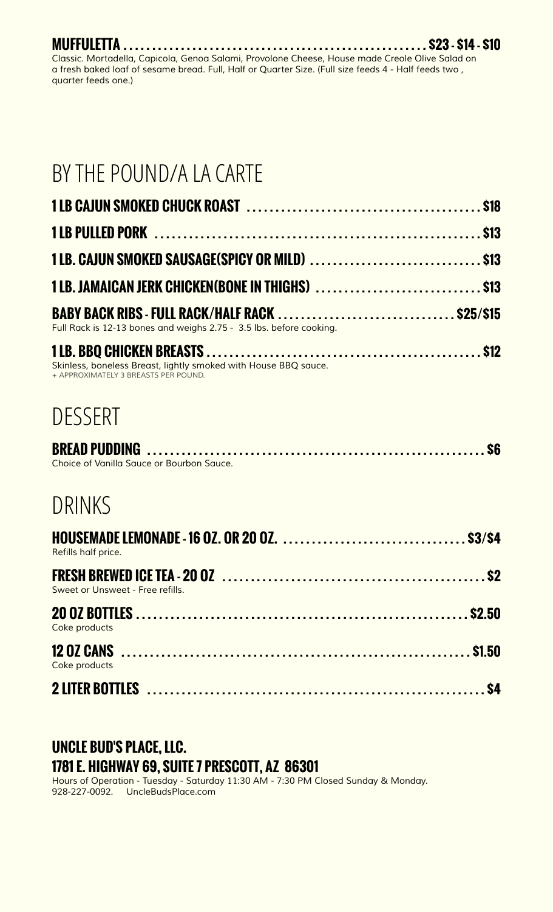**MUFFULETTA ........ $23 - $14 - $10**
Classic. Mortadella, Capicola, Genoa Salami, Provolone Cheese, House made Creole Olive Salad on a fresh baked loaf of sesame bread. Full, Half or Quarter Size. (Full size feeds 4 - Half feeds two , quarter feeds one.)

# BY THE POUND/A LA CARTE

**1 LB CAJUN SMOKED CHUCK ROAST ........ $18**

**1 LB PULLED PORK ........ $13**

**1 LB. CAJUN SMOKED SAUSAGE(SPICY OR MILD) ........ $13**

**1 LB. JAMAICAN JERK CHICKEN(BONE IN THIGHS) ........ $13**

**BABY BACK RIBS - FULL RACK/HALF RACK ........ $25/$15**
Full Rack is 12-13 bones and weighs 2.75 - 3.5 lbs. before cooking.

**1 LB. BBQ CHICKEN BREASTS ........ $12**
Skinless, boneless Breast, lightly smoked with House BBQ sauce.
+ APPROXIMATELY 3 BREASTS PER POUND.

# DESSERT

**BREAD PUDDING ........ $6**
Choice of Vanilla Sauce or Bourbon Sauce.

# DRINKS

**HOUSEMADE LEMONADE - 16 OZ. OR 20 OZ. ........ $3/$4**
Refills half price.

**FRESH BREWED ICE TEA - 20 OZ ........ $2**
Sweet or Unsweet - Free refills.

**20 OZ BOTTLES ........ $2.50**
Coke products

**12 OZ CANS ........ $1.50**
Coke products

**2 LITER BOTTLES ........ $4**

**UNCLE BUD'S PLACE, LLC.**
**1781 E. HIGHWAY 69, SUITE 7 PRESCOTT, AZ 86301**
Hours of Operation - Tuesday - Saturday 11:30 AM - 7:30 PM Closed Sunday & Monday.
928-227-0092. UncleBudsPlace.com